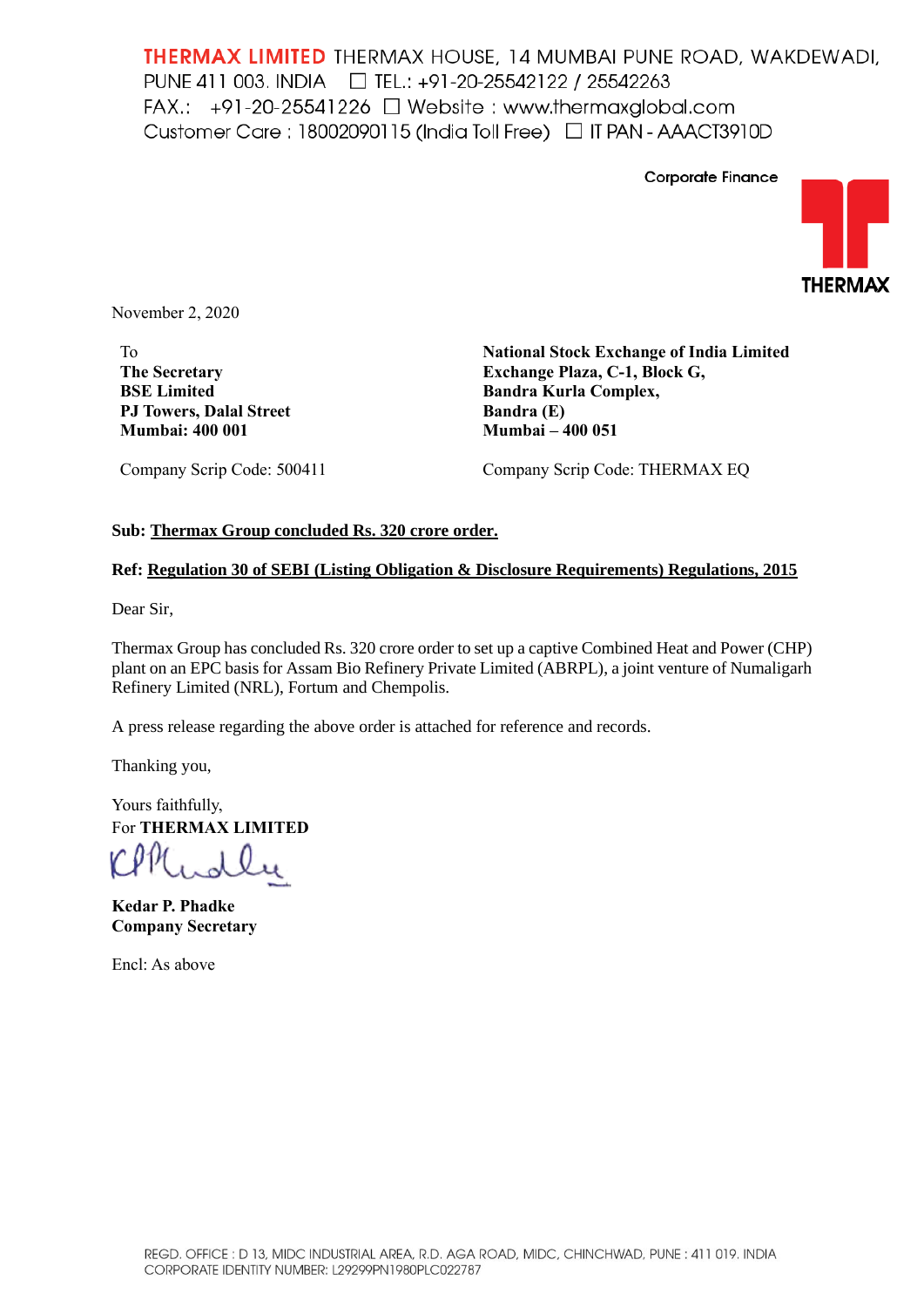**THERMAX LIMITED** THERMAX HOUSE, 14 MUMBAI PUNE ROAD, WAKDEWADI, PUNE 411 003. INDIA ☐ TEL.: +91-20-25542122 / 25542263
FAX.: +91-20-25541226 ☐ Website : www.thermaxglobal.com
Customer Care : 18002090115 (India Toll Free) ☐ IT PAN - AAACT3910D

Corporate Finance

THERMAX

November 2, 2020

To
**The Secretary**
**BSE Limited**
**PJ Towers, Dalal Street**
**Mumbai: 400 001**

Company Scrip Code: 500411

**National Stock Exchange of India Limited**
**Exchange Plaza, C-1, Block G,**
**Bandra Kurla Complex,**
**Bandra (E)**
**Mumbai – 400 051**

Company Scrip Code: THERMAX EQ

**Sub: Thermax Group concluded Rs. 320 crore order.**

**Ref: Regulation 30 of SEBI (Listing Obligation & Disclosure Requirements) Regulations, 2015**

Dear Sir,

Thermax Group has concluded Rs. 320 crore order to set up a captive Combined Heat and Power (CHP) plant on an EPC basis for Assam Bio Refinery Private Limited (ABRPL), a joint venture of Numaligarh Refinery Limited (NRL), Fortum and Chempolis.

A press release regarding the above order is attached for reference and records.

Thanking you,

Yours faithfully,
For **THERMAX LIMITED**

**Kedar P. Phadke**
**Company Secretary**

Encl: As above

REGD. OFFICE : D 13, MIDC INDUSTRIAL AREA, R.D. AGA ROAD, MIDC, CHINCHWAD, PUNE : 411 019. INDIA
CORPORATE IDENTITY NUMBER: L29299PN1980PLC022787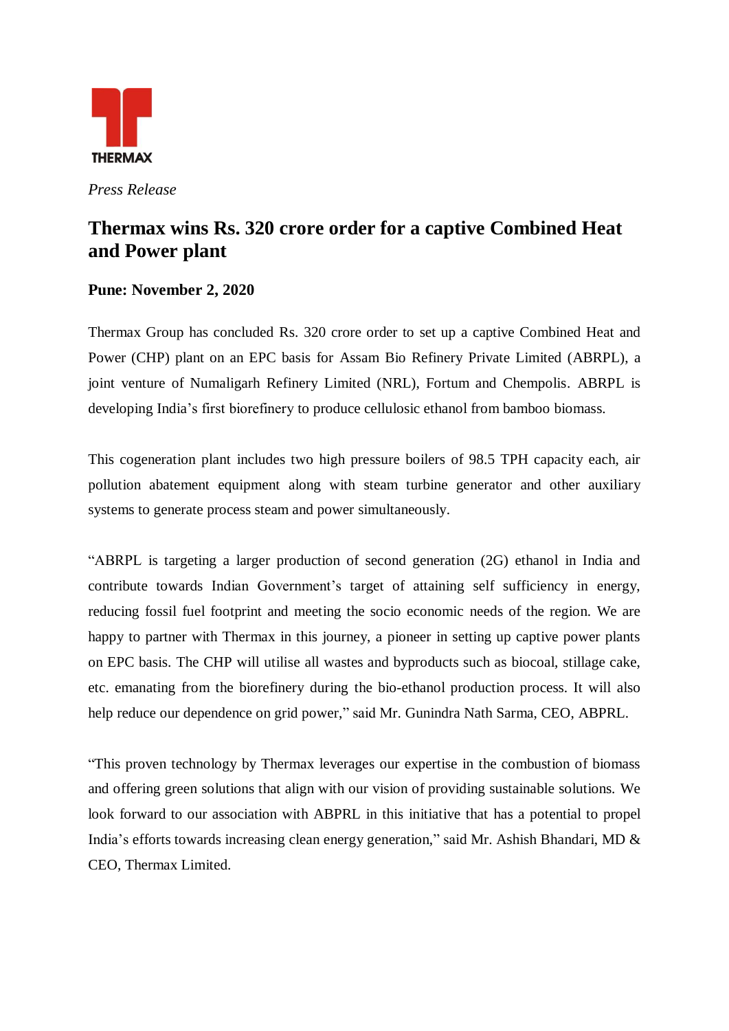THERMAX

*Press Release*

# Thermax wins Rs. 320 crore order for a captive Combined Heat and Power plant

**Pune: November 2, 2020**

Thermax Group has concluded Rs. 320 crore order to set up a captive Combined Heat and Power (CHP) plant on an EPC basis for Assam Bio Refinery Private Limited (ABRPL), a joint venture of Numaligarh Refinery Limited (NRL), Fortum and Chempolis. ABRPL is developing India's first biorefinery to produce cellulosic ethanol from bamboo biomass.

This cogeneration plant includes two high pressure boilers of 98.5 TPH capacity each, air pollution abatement equipment along with steam turbine generator and other auxiliary systems to generate process steam and power simultaneously.

"ABRPL is targeting a larger production of second generation (2G) ethanol in India and contribute towards Indian Government's target of attaining self sufficiency in energy, reducing fossil fuel footprint and meeting the socio economic needs of the region. We are happy to partner with Thermax in this journey, a pioneer in setting up captive power plants on EPC basis. The CHP will utilise all wastes and byproducts such as biocoal, stillage cake, etc. emanating from the biorefinery during the bio-ethanol production process. It will also help reduce our dependence on grid power," said Mr. Gunindra Nath Sarma, CEO, ABPRL.

"This proven technology by Thermax leverages our expertise in the combustion of biomass and offering green solutions that align with our vision of providing sustainable solutions. We look forward to our association with ABPRL in this initiative that has a potential to propel India's efforts towards increasing clean energy generation," said Mr. Ashish Bhandari, MD & CEO, Thermax Limited.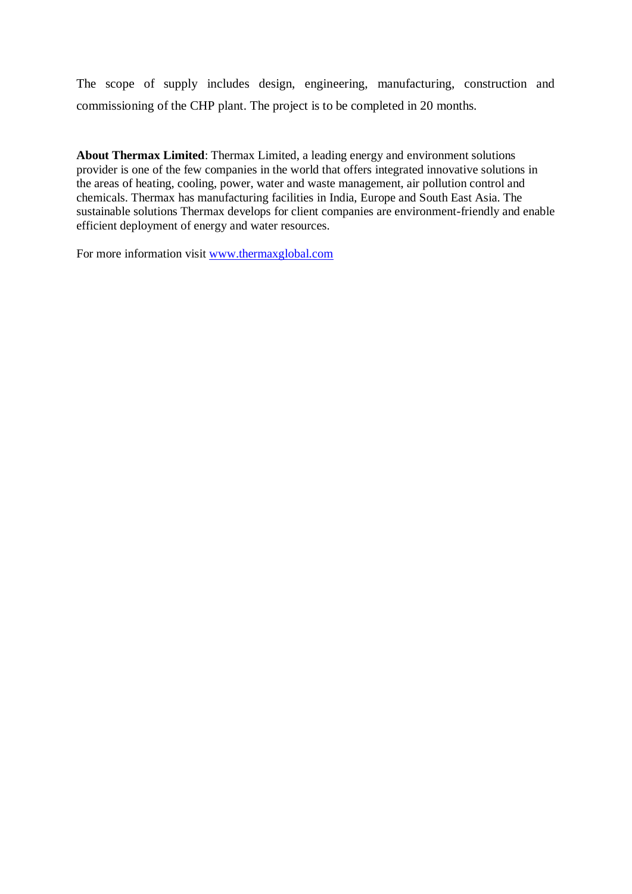The scope of supply includes design, engineering, manufacturing, construction and commissioning of the CHP plant. The project is to be completed in 20 months.

**About Thermax Limited**: Thermax Limited, a leading energy and environment solutions provider is one of the few companies in the world that offers integrated innovative solutions in the areas of heating, cooling, power, water and waste management, air pollution control and chemicals. Thermax has manufacturing facilities in India, Europe and South East Asia. The sustainable solutions Thermax develops for client companies are environment-friendly and enable efficient deployment of energy and water resources.

For more information visit [www.thermaxglobal.com](http://www.thermaxglobal.com)